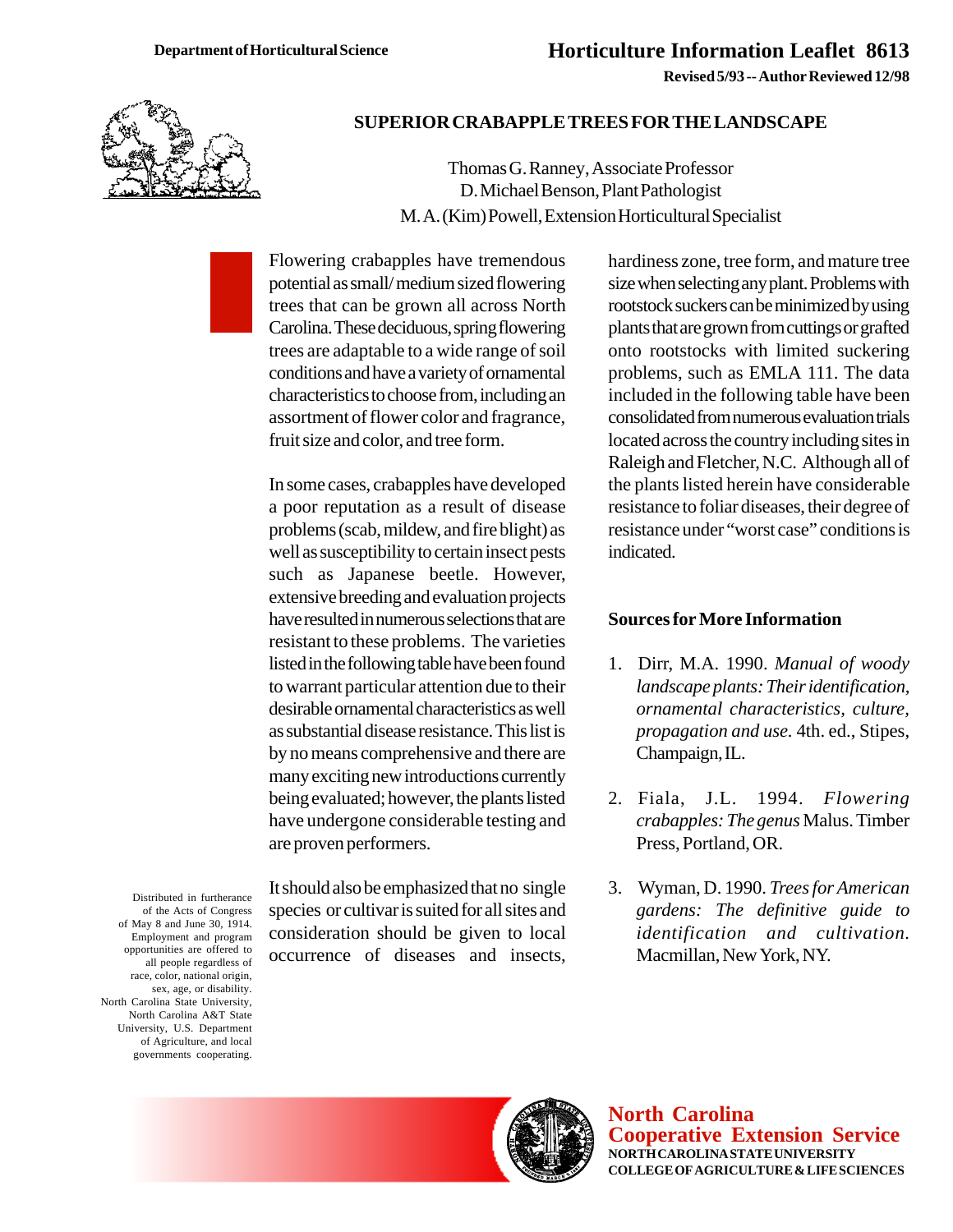Department of Horticultural Science

# Horticulture Information Leaflet 8613

**Revised 5/93 -- Author Reviewed 12/98**

## SUPERIOR CRABAPPLE TREES FOR THE LANDSCAPE

Thomas G. Ranney, Associate Professor
D. Michael Benson, Plant Pathologist
M. A. (Kim) Powell, Extension Horticultural Specialist

Flowering crabapples have tremendous potential as small/medium sized flowering trees that can be grown all across North Carolina. These deciduous, spring flowering trees are adaptable to a wide range of soil conditions and have a variety of ornamental characteristics to choose from, including an assortment of flower color and fragrance, fruit size and color, and tree form.

In some cases, crabapples have developed a poor reputation as a result of disease problems (scab, mildew, and fire blight) as well as susceptibility to certain insect pests such as Japanese beetle. However, extensive breeding and evaluation projects have resulted in numerous selections that are resistant to these problems. The varieties listed in the following table have been found to warrant particular attention due to their desirable ornamental characteristics as well as substantial disease resistance. This list is by no means comprehensive and there are many exciting new introductions currently being evaluated; however, the plants listed have undergone considerable testing and are proven performers.

It should also be emphasized that no single species or cultivar is suited for all sites and consideration should be given to local occurrence of diseases and insects, hardiness zone, tree form, and mature tree size when selecting any plant. Problems with rootstock suckers can be minimized by using plants that are grown from cuttings or grafted onto rootstocks with limited suckering problems, such as EMLA 111. The data included in the following table have been consolidated from numerous evaluation trials located across the country including sites in Raleigh and Fletcher, N.C. Although all of the plants listed herein have considerable resistance to foliar diseases, their degree of resistance under "worst case" conditions is indicated.

### Sources for More Information

1. Dirr, M.A. 1990. *Manual of woody landscape plants: Their identification, ornamental characteristics, culture, propagation and use*. 4th. ed., Stipes, Champaign, IL.
2. Fiala, J.L. 1994. *Flowering crabapples: The genus* Malus. Timber Press, Portland, OR.
3. Wyman, D. 1990. *Trees for American gardens: The definitive guide to identification and cultivation*. Macmillan, New York, NY.

Distributed in furtherance of the Acts of Congress of May 8 and June 30, 1914. Employment and program opportunities are offered to all people regardless of race, color, national origin, sex, age, or disability. North Carolina State University, North Carolina A&T State University, U.S. Department of Agriculture, and local governments cooperating.

**North Carolina Cooperative Extension Service**
NORTH CAROLINA STATE UNIVERSITY
COLLEGE OF AGRICULTURE & LIFE SCIENCES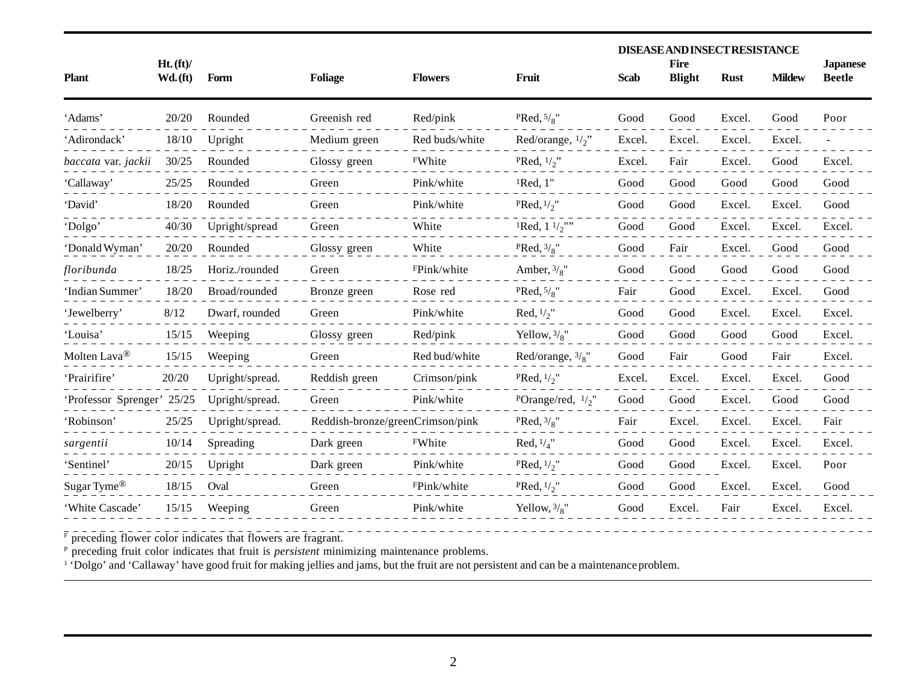| Plant | Ht. (ft)/ Wd. (ft) | Form | Foliage | Flowers | Fruit | DISEASE AND INSECT RESISTANCE Scab | Fire Blight | Rust | Mildew | Japanese Beetle |
|---|---|---|---|---|---|---|---|---|---|---|
| 'Adams' | 20/20 | Rounded | Greenish red | Red/pink | [P]Red, 5/8" | Good | Good | Excel. | Good | Poor |
| 'Adirondack' | 18/10 | Upright | Medium green | Red buds/white | Red/orange, 1/2" | Excel. | Excel. | Excel. | Excel. | - |
| *baccata* var. *jackii* | 30/25 | Rounded | Glossy green | [F]White | [P]Red, 1/2" | Excel. | Fair | Excel. | Good | Excel. |
| 'Callaway' | 25/25 | Rounded | Green | Pink/white | [1]Red, 1" | Good | Good | Good | Good | Good |
| 'David' | 18/20 | Rounded | Green | Pink/white | [P]Red, 1/2" | Good | Good | Excel. | Excel. | Good |
| 'Dolgo' | 40/30 | Upright/spread | Green | White | [1]Red, 1 1/2" | Good | Good | Excel. | Excel. | Excel. |
| 'Donald Wyman' | 20/20 | Rounded | Glossy green | White | [P]Red, 3/8" | Good | Fair | Excel. | Good | Good |
| *floribunda* | 18/25 | Horiz./rounded | Green | [F]Pink/white | Amber, 3/8" | Good | Good | Good | Good | Good |
| 'Indian Summer' | 18/20 | Broad/rounded | Bronze green | Rose red | [P]Red, 5/8" | Fair | Good | Excel. | Excel. | Good |
| 'Jewelberry' | 8/12 | Dwarf, rounded | Green | Pink/white | Red, 1/2" | Good | Good | Excel. | Excel. | Excel. |
| 'Louisa' | 15/15 | Weeping | Glossy green | Red/pink | Yellow, 3/8" | Good | Good | Good | Good | Excel. |
| Molten Lava® | 15/15 | Weeping | Green | Red bud/white | Red/orange, 3/8" | Good | Fair | Good | Fair | Excel. |
| 'Prairifire' | 20/20 | Upright/spread. | Reddish green | Crimson/pink | [P]Red, 1/2" | Excel. | Excel. | Excel. | Excel. | Good |
| 'Professor Sprenger' | 25/25 | Upright/spread. | Green | Pink/white | [P]Orange/red, 1/2" | Good | Good | Excel. | Good | Good |
| 'Robinson' | 25/25 | Upright/spread. | Reddish-bronze/green | Crimson/pink | [P]Red, 3/8" | Fair | Excel. | Excel. | Excel. | Fair |
| *sargentii* | 10/14 | Spreading | Dark green | [F]White | Red, 1/4" | Good | Good | Excel. | Excel. | Excel. |
| 'Sentinel' | 20/15 | Upright | Dark green | Pink/white | [P]Red, 1/2" | Good | Good | Excel. | Excel. | Poor |
| Sugar Tyme® | 18/15 | Oval | Green | [F]Pink/white | [P]Red, 1/2" | Good | Good | Excel. | Excel. | Good |
| 'White Cascade' | 15/15 | Weeping | Green | Pink/white | Yellow, 3/8" | Good | Excel. | Fair | Excel. | Excel. |

[F] preceding flower color indicates that flowers are fragrant.

[P] preceding fruit color indicates that fruit is *persistent* minimizing maintenance problems.

[1] 'Dolgo' and 'Callaway' have good fruit for making jellies and jams, but the fruit are not persistent and can be a maintenance problem.